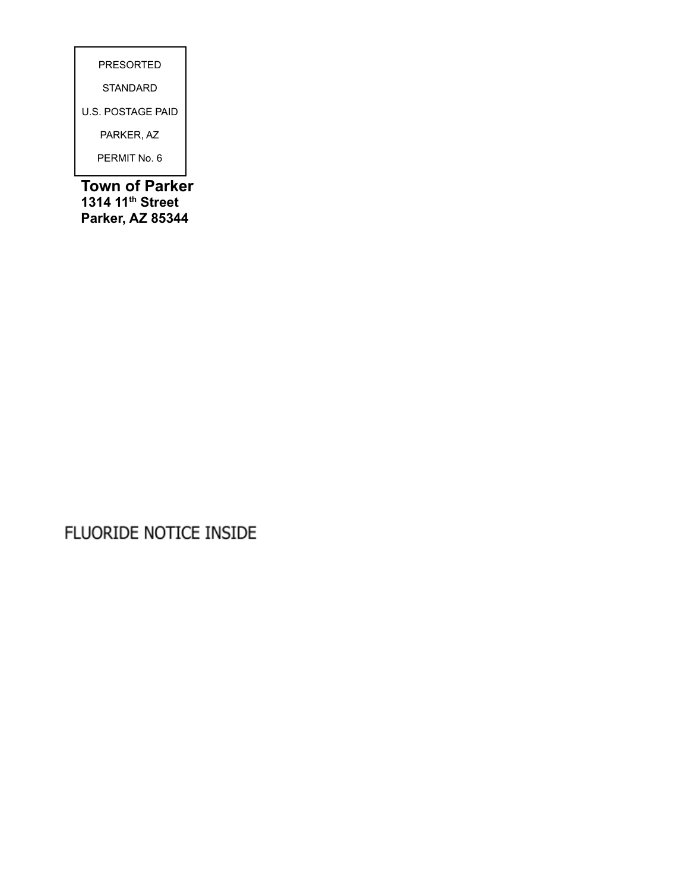PRESORTED

STANDARD

U.S. POSTAGE PAID

PARKER, AZ

PERMIT No. 6

**Town of Parker**
**1314 11th Street**
**Parker, AZ 85344**

FLUORIDE NOTICE INSIDE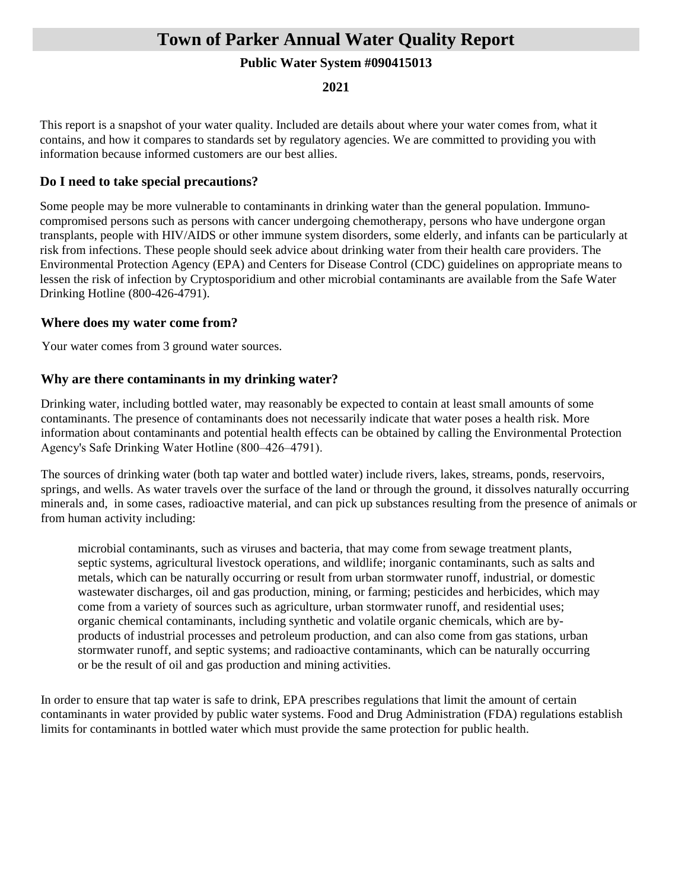# Town of Parker Annual Water Quality Report

**Public Water System #090415013**

**2021**

This report is a snapshot of your water quality. Included are details about where your water comes from, what it contains, and how it compares to standards set by regulatory agencies. We are committed to providing you with information because informed customers are our best allies.

## Do I need to take special precautions?

Some people may be more vulnerable to contaminants in drinking water than the general population. Immuno-compromised persons such as persons with cancer undergoing chemotherapy, persons who have undergone organ transplants, people with HIV/AIDS or other immune system disorders, some elderly, and infants can be particularly at risk from infections. These people should seek advice about drinking water from their health care providers. The Environmental Protection Agency (EPA) and Centers for Disease Control (CDC) guidelines on appropriate means to lessen the risk of infection by Cryptosporidium and other microbial contaminants are available from the Safe Water Drinking Hotline (800-426-4791).

## Where does my water come from?

Your water comes from 3 ground water sources.

## Why are there contaminants in my drinking water?

Drinking water, including bottled water, may reasonably be expected to contain at least small amounts of some contaminants. The presence of contaminants does not necessarily indicate that water poses a health risk. More information about contaminants and potential health effects can be obtained by calling the Environmental Protection Agency's Safe Drinking Water Hotline (800–426–4791).

The sources of drinking water (both tap water and bottled water) include rivers, lakes, streams, ponds, reservoirs, springs, and wells. As water travels over the surface of the land or through the ground, it dissolves naturally occurring minerals and, in some cases, radioactive material, and can pick up substances resulting from the presence of animals or from human activity including:

> microbial contaminants, such as viruses and bacteria, that may come from sewage treatment plants, septic systems, agricultural livestock operations, and wildlife; inorganic contaminants, such as salts and metals, which can be naturally occurring or result from urban stormwater runoff, industrial, or domestic wastewater discharges, oil and gas production, mining, or farming; pesticides and herbicides, which may come from a variety of sources such as agriculture, urban stormwater runoff, and residential uses; organic chemical contaminants, including synthetic and volatile organic chemicals, which are by-products of industrial processes and petroleum production, and can also come from gas stations, urban stormwater runoff, and septic systems; and radioactive contaminants, which can be naturally occurring or be the result of oil and gas production and mining activities.

In order to ensure that tap water is safe to drink, EPA prescribes regulations that limit the amount of certain contaminants in water provided by public water systems. Food and Drug Administration (FDA) regulations establish limits for contaminants in bottled water which must provide the same protection for public health.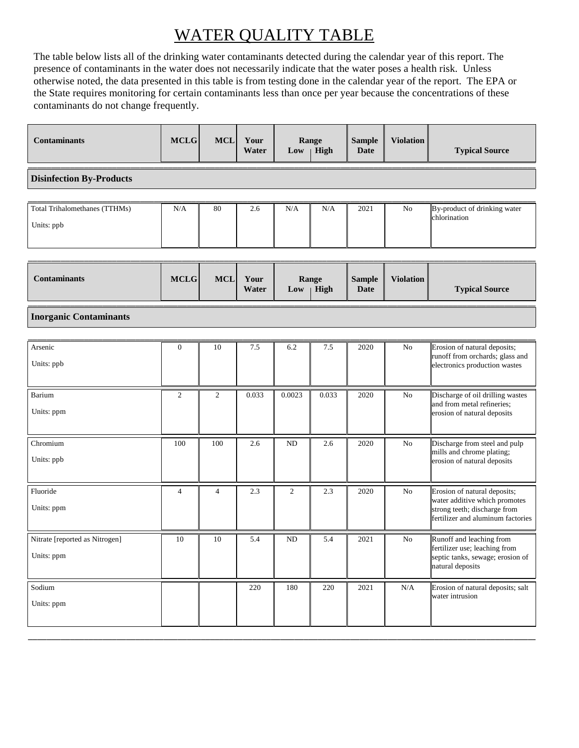# WATER QUALITY TABLE

The table below lists all of the drinking water contaminants detected during the calendar year of this report. The presence of contaminants in the water does not necessarily indicate that the water poses a health risk. Unless otherwise noted, the data presented in this table is from testing done in the calendar year of the report. The EPA or the State requires monitoring for certain contaminants less than once per year because the concentrations of these contaminants do not change frequently.

| Contaminants | MCLG | MCL | Your Water | Range Low | Range High | Sample Date | Violation | Typical Source |
|---|---|---|---|---|---|---|---|---|
| **Disinfection By-Products** | | | | | | | | |
| Total Trihalomethanes (TTHMs) Units: ppb | N/A | 80 | 2.6 | N/A | N/A | 2021 | No | By-product of drinking water chlorination |

| Contaminants | MCLG | MCL | Your Water | Range Low | Range High | Sample Date | Violation | Typical Source |
|---|---|---|---|---|---|---|---|---|
| **Inorganic Contaminants** | | | | | | | | |
| Arsenic Units: ppb | 0 | 10 | 7.5 | 6.2 | 7.5 | 2020 | No | Erosion of natural deposits; runoff from orchards; glass and electronics production wastes |
| Barium Units: ppm | 2 | 2 | 0.033 | 0.0023 | 0.033 | 2020 | No | Discharge of oil drilling wastes and from metal refineries; erosion of natural deposits |
| Chromium Units: ppb | 100 | 100 | 2.6 | ND | 2.6 | 2020 | No | Discharge from steel and pulp mills and chrome plating; erosion of natural deposits |
| Fluoride Units: ppm | 4 | 4 | 2.3 | 2 | 2.3 | 2020 | No | Erosion of natural deposits; water additive which promotes strong teeth; discharge from fertilizer and aluminum factories |
| Nitrate [reported as Nitrogen] Units: ppm | 10 | 10 | 5.4 | ND | 5.4 | 2021 | No | Runoff and leaching from fertilizer use; leaching from septic tanks, sewage; erosion of natural deposits |
| Sodium Units: ppm | | | 220 | 180 | 220 | 2021 | N/A | Erosion of natural deposits; salt water intrusion |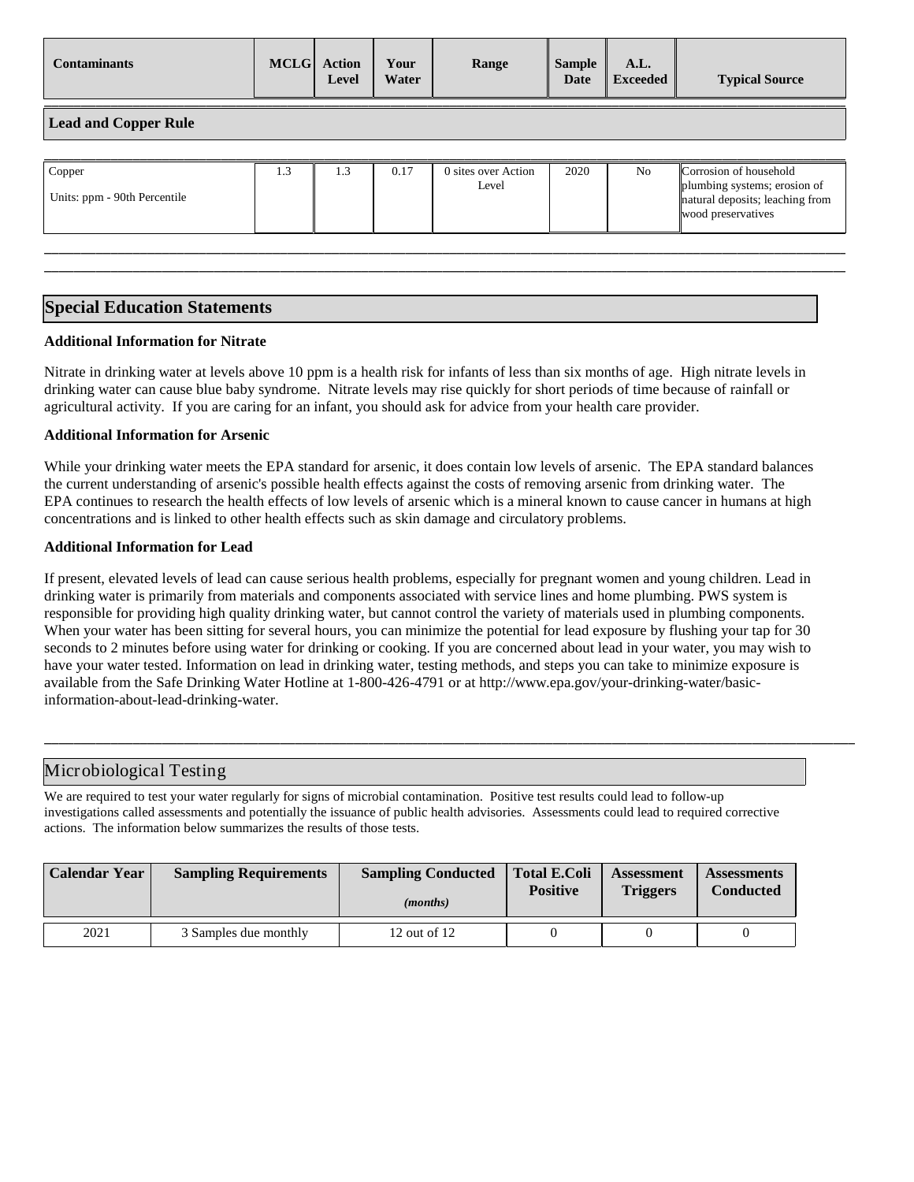| Contaminants | MCLG | Action Level | Your Water | Range | Sample Date | A.L. Exceeded | Typical Source |
|---|---|---|---|---|---|---|---|
| **Lead and Copper Rule** | | | | | | | |
| Copper<br>Units: ppm - 90th Percentile | 1.3 | 1.3 | 0.17 | 0 sites over Action Level | 2020 | No | Corrosion of household plumbing systems; erosion of natural deposits; leaching from wood preservatives |

## Special Education Statements

**Additional Information for Nitrate**

Nitrate in drinking water at levels above 10 ppm is a health risk for infants of less than six months of age. High nitrate levels in drinking water can cause blue baby syndrome. Nitrate levels may rise quickly for short periods of time because of rainfall or agricultural activity. If you are caring for an infant, you should ask for advice from your health care provider.

**Additional Information for Arsenic**

While your drinking water meets the EPA standard for arsenic, it does contain low levels of arsenic. The EPA standard balances the current understanding of arsenic's possible health effects against the costs of removing arsenic from drinking water. The EPA continues to research the health effects of low levels of arsenic which is a mineral known to cause cancer in humans at high concentrations and is linked to other health effects such as skin damage and circulatory problems.

**Additional Information for Lead**

If present, elevated levels of lead can cause serious health problems, especially for pregnant women and young children. Lead in drinking water is primarily from materials and components associated with service lines and home plumbing. PWS system is responsible for providing high quality drinking water, but cannot control the variety of materials used in plumbing components. When your water has been sitting for several hours, you can minimize the potential for lead exposure by flushing your tap for 30 seconds to 2 minutes before using water for drinking or cooking. If you are concerned about lead in your water, you may wish to have your water tested. Information on lead in drinking water, testing methods, and steps you can take to minimize exposure is available from the Safe Drinking Water Hotline at 1-800-426-4791 or at http://www.epa.gov/your-drinking-water/basic-information-about-lead-drinking-water.

## Microbiological Testing

We are required to test your water regularly for signs of microbial contamination. Positive test results could lead to follow-up investigations called assessments and potentially the issuance of public health advisories. Assessments could lead to required corrective actions. The information below summarizes the results of those tests.

| Calendar Year | Sampling Requirements | Sampling Conducted *(months)* | Total E.Coli Positive | Assessment Triggers | Assessments Conducted |
|---|---|---|---|---|---|
| 2021 | 3 Samples due monthly | 12 out of 12 | 0 | 0 | 0 |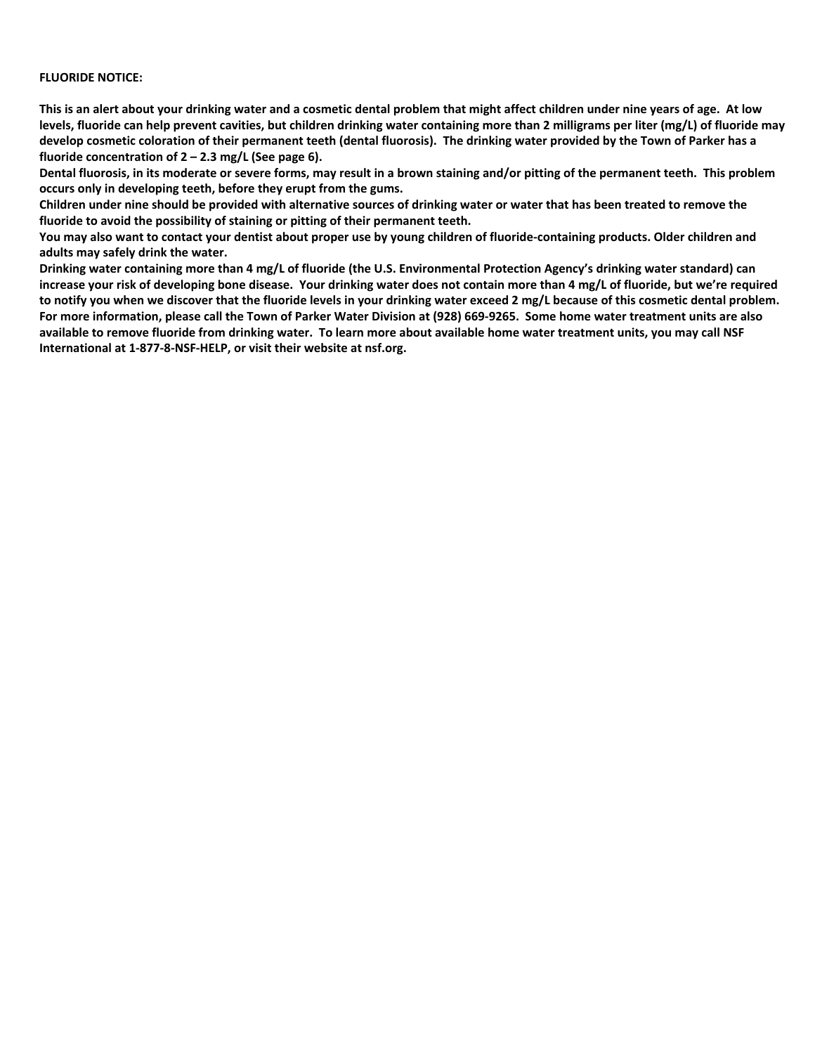**FLUORIDE NOTICE:**

**This is an alert about your drinking water and a cosmetic dental problem that might affect children under nine years of age. At low levels, fluoride can help prevent cavities, but children drinking water containing more than 2 milligrams per liter (mg/L) of fluoride may develop cosmetic coloration of their permanent teeth (dental fluorosis). The drinking water provided by the Town of Parker has a fluoride concentration of 2 – 2.3 mg/L (See page 6).**

**Dental fluorosis, in its moderate or severe forms, may result in a brown staining and/or pitting of the permanent teeth. This problem occurs only in developing teeth, before they erupt from the gums.**

**Children under nine should be provided with alternative sources of drinking water or water that has been treated to remove the fluoride to avoid the possibility of staining or pitting of their permanent teeth.**

**You may also want to contact your dentist about proper use by young children of fluoride-containing products. Older children and adults may safely drink the water.**

**Drinking water containing more than 4 mg/L of fluoride (the U.S. Environmental Protection Agency's drinking water standard) can increase your risk of developing bone disease. Your drinking water does not contain more than 4 mg/L of fluoride, but we're required to notify you when we discover that the fluoride levels in your drinking water exceed 2 mg/L because of this cosmetic dental problem.**

**For more information, please call the Town of Parker Water Division at (928) 669-9265. Some home water treatment units are also available to remove fluoride from drinking water. To learn more about available home water treatment units, you may call NSF International at 1-877-8-NSF-HELP, or visit their website at nsf.org.**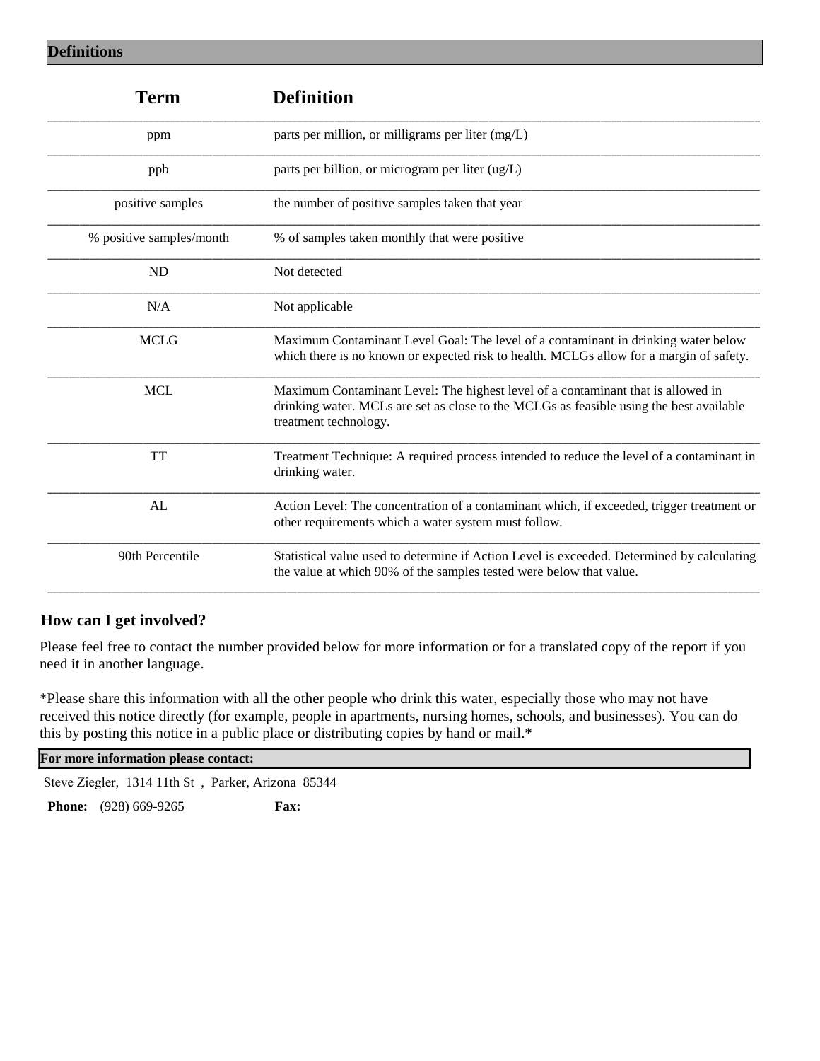## Definitions

| Term | Definition |
|---|---|
| ppm | parts per million, or milligrams per liter (mg/L) |
| ppb | parts per billion, or microgram per liter (ug/L) |
| positive samples | the number of positive samples taken that year |
| % positive samples/month | % of samples taken monthly that were positive |
| ND | Not detected |
| N/A | Not applicable |
| MCLG | Maximum Contaminant Level Goal: The level of a contaminant in drinking water below which there is no known or expected risk to health. MCLGs allow for a margin of safety. |
| MCL | Maximum Contaminant Level: The highest level of a contaminant that is allowed in drinking water. MCLs are set as close to the MCLGs as feasible using the best available treatment technology. |
| TT | Treatment Technique: A required process intended to reduce the level of a contaminant in drinking water. |
| AL | Action Level: The concentration of a contaminant which, if exceeded, trigger treatment or other requirements which a water system must follow. |
| 90th Percentile | Statistical value used to determine if Action Level is exceeded. Determined by calculating the value at which 90% of the samples tested were below that value. |

### How can I get involved?

Please feel free to contact the number provided below for more information or for a translated copy of the report if you need it in another language.

*Please share this information with all the other people who drink this water, especially those who may not have received this notice directly (for example, people in apartments, nursing homes, schools, and businesses). You can do this by posting this notice in a public place or distributing copies by hand or mail.*

**For more information please contact:**

Steve Ziegler, 1314 11th St , Parker, Arizona 85344

**Phone:** (928) 669-9265 **Fax:**